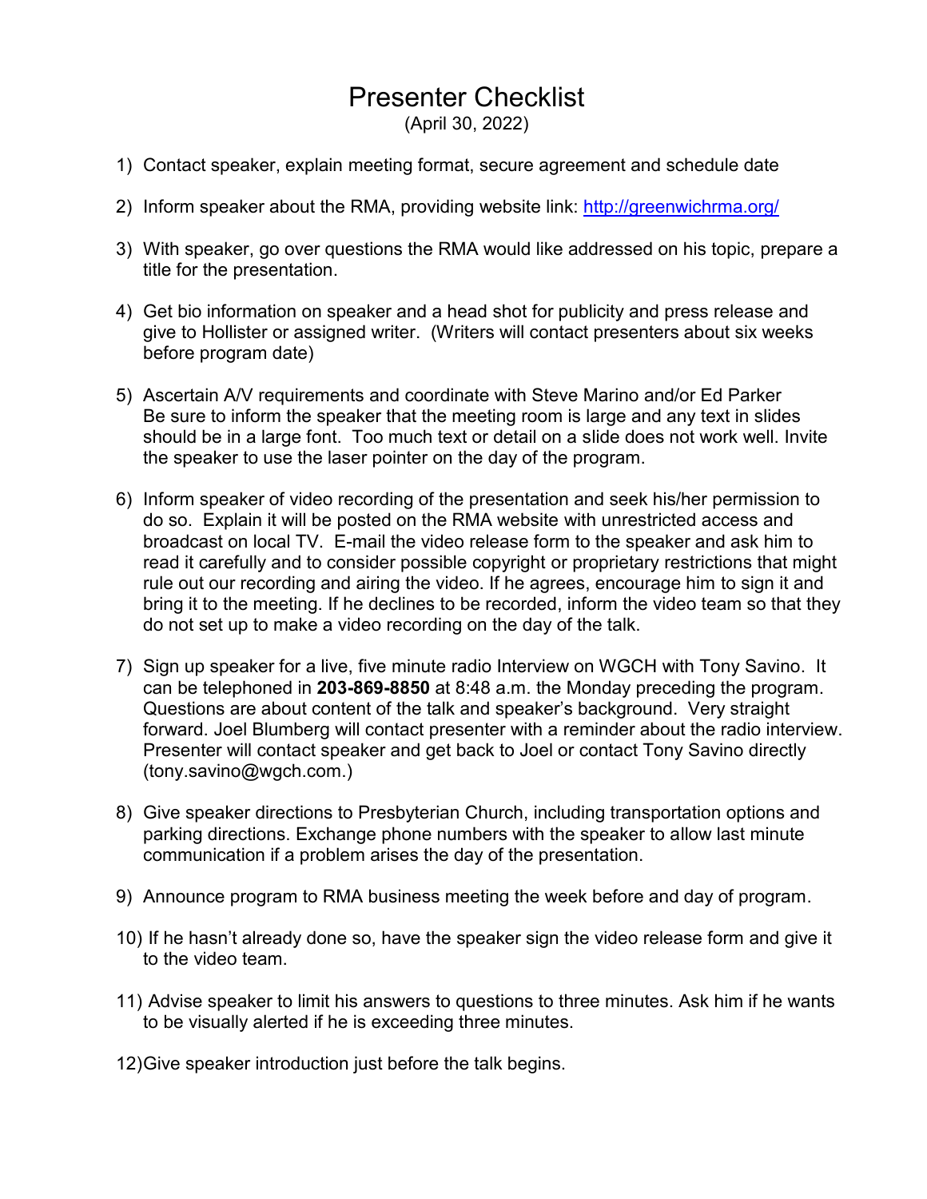# Presenter Checklist

(April 30, 2022)

1) Contact speaker, explain meeting format, secure agreement and schedule date

2) Inform speaker about the RMA, providing website link: http://greenwichrma.org/

3) With speaker, go over questions the RMA would like addressed on his topic, prepare a title for the presentation.

4) Get bio information on speaker and a head shot for publicity and press release and give to Hollister or assigned writer. (Writers will contact presenters about six weeks before program date)

5) Ascertain A/V requirements and coordinate with Steve Marino and/or Ed Parker
   Be sure to inform the speaker that the meeting room is large and any text in slides should be in a large font. Too much text or detail on a slide does not work well. Invite the speaker to use the laser pointer on the day of the program.

6) Inform speaker of video recording of the presentation and seek his/her permission to do so. Explain it will be posted on the RMA website with unrestricted access and broadcast on local TV. E-mail the video release form to the speaker and ask him to read it carefully and to consider possible copyright or proprietary restrictions that might rule out our recording and airing the video. If he agrees, encourage him to sign it and bring it to the meeting. If he declines to be recorded, inform the video team so that they do not set up to make a video recording on the day of the talk.

7) Sign up speaker for a live, five minute radio Interview on WGCH with Tony Savino. It can be telephoned in **203-869-8850** at 8:48 a.m. the Monday preceding the program. Questions are about content of the talk and speaker's background. Very straight forward. Joel Blumberg will contact presenter with a reminder about the radio interview. Presenter will contact speaker and get back to Joel or contact Tony Savino directly (tony.savino@wgch.com.)

8) Give speaker directions to Presbyterian Church, including transportation options and parking directions. Exchange phone numbers with the speaker to allow last minute communication if a problem arises the day of the presentation.

9) Announce program to RMA business meeting the week before and day of program.

10) If he hasn't already done so, have the speaker sign the video release form and give it to the video team.

11) Advise speaker to limit his answers to questions to three minutes. Ask him if he wants to be visually alerted if he is exceeding three minutes.

12) Give speaker introduction just before the talk begins.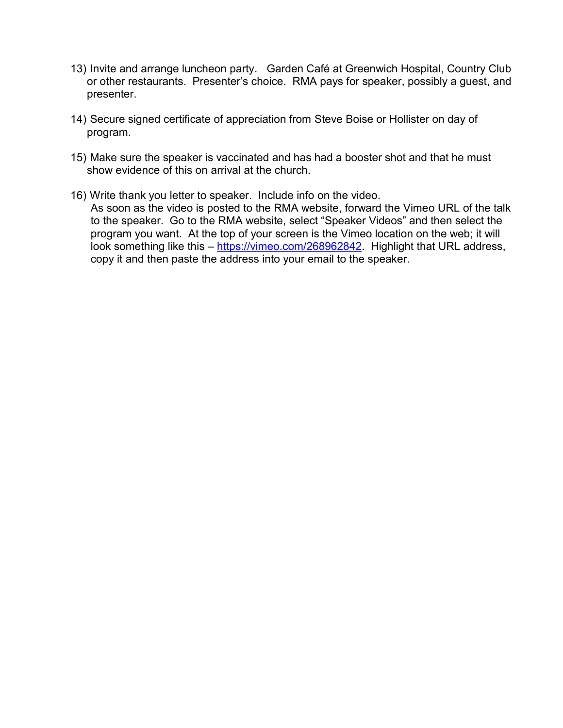13) Invite and arrange luncheon party. Garden Café at Greenwich Hospital, Country Club or other restaurants. Presenter's choice. RMA pays for speaker, possibly a guest, and presenter.

14) Secure signed certificate of appreciation from Steve Boise or Hollister on day of program.

15) Make sure the speaker is vaccinated and has had a booster shot and that he must show evidence of this on arrival at the church.

16) Write thank you letter to speaker. Include info on the video.
    As soon as the video is posted to the RMA website, forward the Vimeo URL of the talk to the speaker. Go to the RMA website, select "Speaker Videos" and then select the program you want. At the top of your screen is the Vimeo location on the web; it will look something like this – https://vimeo.com/268962842. Highlight that URL address, copy it and then paste the address into your email to the speaker.